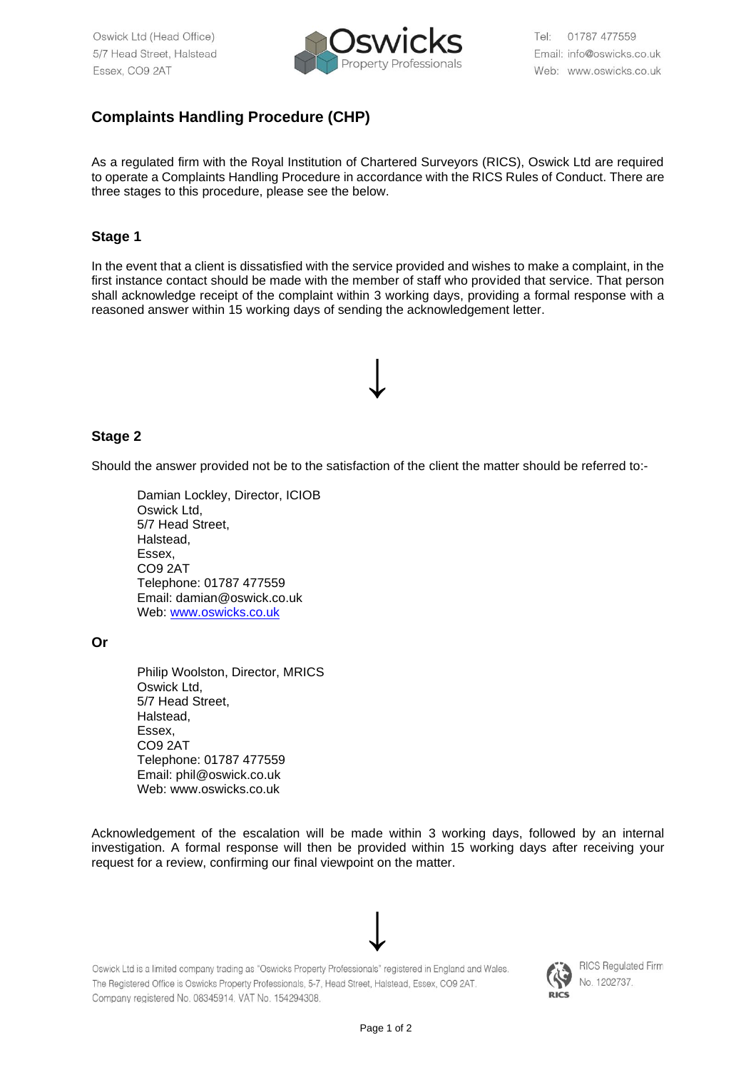Oswick Ltd (Head Office)
5/7 Head Street, Halstead
Essex, CO9 2AT

Oswicks Property Professionals

Tel: 01787 477559
Email: info@oswicks.co.uk
Web: www.oswicks.co.uk

# Complaints Handling Procedure (CHP)

As a regulated firm with the Royal Institution of Chartered Surveyors (RICS), Oswick Ltd are required to operate a Complaints Handling Procedure in accordance with the RICS Rules of Conduct. There are three stages to this procedure, please see the below.

## Stage 1

In the event that a client is dissatisfied with the service provided and wishes to make a complaint, in the first instance contact should be made with the member of staff who provided that service. That person shall acknowledge receipt of the complaint within 3 working days, providing a formal response with a reasoned answer within 15 working days of sending the acknowledgement letter.

↓

## Stage 2

Should the answer provided not be to the satisfaction of the client the matter should be referred to:-

Damian Lockley, Director, ICIOB
Oswick Ltd,
5/7 Head Street,
Halstead,
Essex,
CO9 2AT
Telephone: 01787 477559
Email: damian@oswick.co.uk
Web: www.oswicks.co.uk

**Or**

Philip Woolston, Director, MRICS
Oswick Ltd,
5/7 Head Street,
Halstead,
Essex,
CO9 2AT
Telephone: 01787 477559
Email: phil@oswick.co.uk
Web: www.oswicks.co.uk

Acknowledgement of the escalation will be made within 3 working days, followed by an internal investigation. A formal response will then be provided within 15 working days after receiving your request for a review, confirming our final viewpoint on the matter.

↓

Oswick Ltd is a limited company trading as "Oswicks Property Professionals" registered in England and Wales. The Registered Office is Oswicks Property Professionals, 5-7, Head Street, Halstead, Essex, CO9 2AT. Company registered No. 08345914. VAT No. 154294308.

RICS Regulated Firm No. 1202737.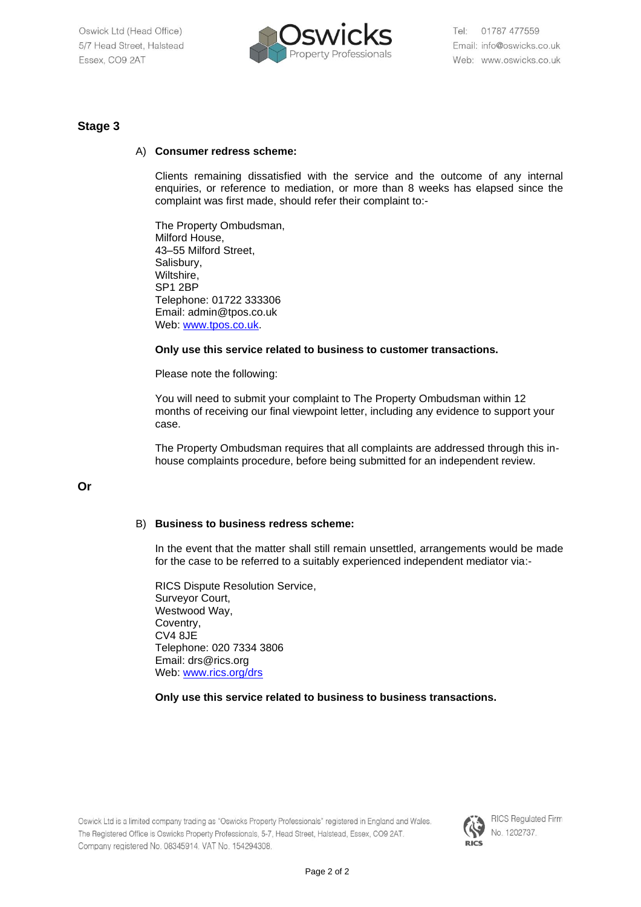## Stage 3

A) **Consumer redress scheme:**

Clients remaining dissatisfied with the service and the outcome of any internal enquiries, or reference to mediation, or more than 8 weeks has elapsed since the complaint was first made, should refer their complaint to:-

The Property Ombudsman,
Milford House,
43–55 Milford Street,
Salisbury,
Wiltshire,
SP1 2BP
Telephone: 01722 333306
Email: admin@tpos.co.uk
Web: www.tpos.co.uk.

**Only use this service related to business to customer transactions.**

Please note the following:

You will need to submit your complaint to The Property Ombudsman within 12 months of receiving our final viewpoint letter, including any evidence to support your case.

The Property Ombudsman requires that all complaints are addressed through this in-house complaints procedure, before being submitted for an independent review.

**Or**

B) **Business to business redress scheme:**

In the event that the matter shall still remain unsettled, arrangements would be made for the case to be referred to a suitably experienced independent mediator via:-

RICS Dispute Resolution Service,
Surveyor Court,
Westwood Way,
Coventry,
CV4 8JE
Telephone: 020 7334 3806
Email: drs@rics.org
Web: www.rics.org/drs

**Only use this service related to business to business transactions.**